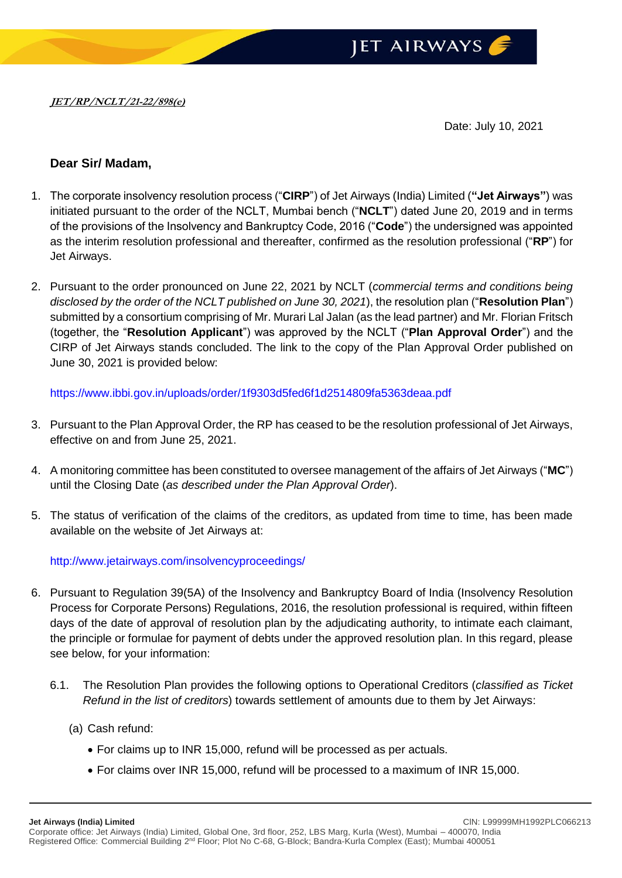*JET/RP/NCLT/21-22/898(e)*

Date: July 10, 2021

**Dear Sir/ Madam,**

1. The corporate insolvency resolution process ("**CIRP**") of Jet Airways (India) Limited (**"Jet Airways"**) was initiated pursuant to the order of the NCLT, Mumbai bench ("**NCLT**") dated June 20, 2019 and in terms of the provisions of the Insolvency and Bankruptcy Code, 2016 ("**Code**") the undersigned was appointed as the interim resolution professional and thereafter, confirmed as the resolution professional ("**RP**") for Jet Airways.

2. Pursuant to the order pronounced on June 22, 2021 by NCLT (*commercial terms and conditions being disclosed by the order of the NCLT published on June 30, 2021*), the resolution plan ("**Resolution Plan**") submitted by a consortium comprising of Mr. Murari Lal Jalan (as the lead partner) and Mr. Florian Fritsch (together, the "**Resolution Applicant**") was approved by the NCLT ("**Plan Approval Order**") and the CIRP of Jet Airways stands concluded. The link to the copy of the Plan Approval Order published on June 30, 2021 is provided below:

   https://www.ibbi.gov.in/uploads/order/1f9303d5fed6f1d2514809fa5363deaa.pdf

3. Pursuant to the Plan Approval Order, the RP has ceased to be the resolution professional of Jet Airways, effective on and from June 25, 2021.

4. A monitoring committee has been constituted to oversee management of the affairs of Jet Airways ("**MC**") until the Closing Date (*as described under the Plan Approval Order*).

5. The status of verification of the claims of the creditors, as updated from time to time, has been made available on the website of Jet Airways at:

   http://www.jetairways.com/insolvencyproceedings/

6. Pursuant to Regulation 39(5A) of the Insolvency and Bankruptcy Board of India (Insolvency Resolution Process for Corporate Persons) Regulations, 2016, the resolution professional is required, within fifteen days of the date of approval of resolution plan by the adjudicating authority, to intimate each claimant, the principle or formulae for payment of debts under the approved resolution plan. In this regard, please see below, for your information:

   6.1. The Resolution Plan provides the following options to Operational Creditors (*classified as Ticket Refund in the list of creditors*) towards settlement of amounts due to them by Jet Airways:

   (a) Cash refund:

   - For claims up to INR 15,000, refund will be processed as per actuals.
   - For claims over INR 15,000, refund will be processed to a maximum of INR 15,000.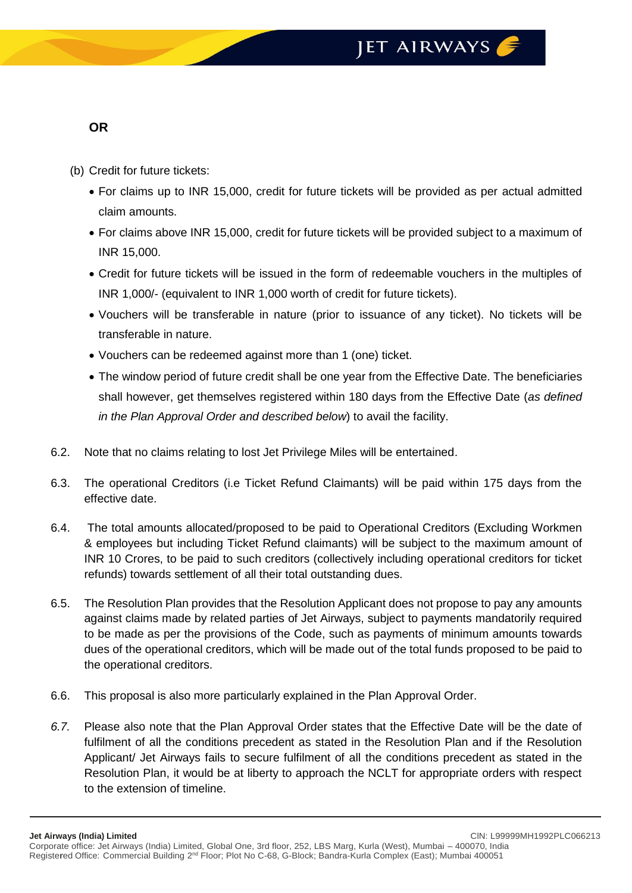**OR**

(b) Credit for future tickets:

- For claims up to INR 15,000, credit for future tickets will be provided as per actual admitted claim amounts.
- For claims above INR 15,000, credit for future tickets will be provided subject to a maximum of INR 15,000.
- Credit for future tickets will be issued in the form of redeemable vouchers in the multiples of INR 1,000/- (equivalent to INR 1,000 worth of credit for future tickets).
- Vouchers will be transferable in nature (prior to issuance of any ticket). No tickets will be transferable in nature.
- Vouchers can be redeemed against more than 1 (one) ticket.
- The window period of future credit shall be one year from the Effective Date. The beneficiaries shall however, get themselves registered within 180 days from the Effective Date (*as defined in the Plan Approval Order and described below*) to avail the facility.

6.2. Note that no claims relating to lost Jet Privilege Miles will be entertained.

6.3. The operational Creditors (i.e Ticket Refund Claimants) will be paid within 175 days from the effective date.

6.4. The total amounts allocated/proposed to be paid to Operational Creditors (Excluding Workmen & employees but including Ticket Refund claimants) will be subject to the maximum amount of INR 10 Crores, to be paid to such creditors (collectively including operational creditors for ticket refunds) towards settlement of all their total outstanding dues.

6.5. The Resolution Plan provides that the Resolution Applicant does not propose to pay any amounts against claims made by related parties of Jet Airways, subject to payments mandatorily required to be made as per the provisions of the Code, such as payments of minimum amounts towards dues of the operational creditors, which will be made out of the total funds proposed to be paid to the operational creditors.

6.6. This proposal is also more particularly explained in the Plan Approval Order.

*6.7.* Please also note that the Plan Approval Order states that the Effective Date will be the date of fulfilment of all the conditions precedent as stated in the Resolution Plan and if the Resolution Applicant/ Jet Airways fails to secure fulfilment of all the conditions precedent as stated in the Resolution Plan, it would be at liberty to approach the NCLT for appropriate orders with respect to the extension of timeline.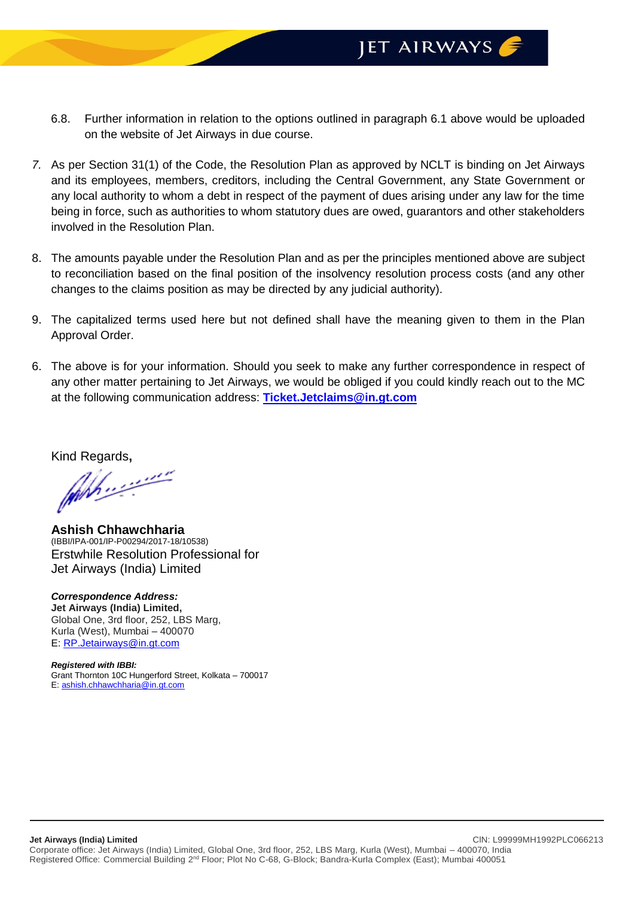6.8. Further information in relation to the options outlined in paragraph 6.1 above would be uploaded on the website of Jet Airways in due course.

7. As per Section 31(1) of the Code, the Resolution Plan as approved by NCLT is binding on Jet Airways and its employees, members, creditors, including the Central Government, any State Government or any local authority to whom a debt in respect of the payment of dues arising under any law for the time being in force, such as authorities to whom statutory dues are owed, guarantors and other stakeholders involved in the Resolution Plan.

8. The amounts payable under the Resolution Plan and as per the principles mentioned above are subject to reconciliation based on the final position of the insolvency resolution process costs (and any other changes to the claims position as may be directed by any judicial authority).

9. The capitalized terms used here but not defined shall have the meaning given to them in the Plan Approval Order.

6. The above is for your information. Should you seek to make any further correspondence in respect of any other matter pertaining to Jet Airways, we would be obliged if you could kindly reach out to the MC at the following communication address: **Ticket.Jetclaims@in.gt.com**

Kind Regards**,**

**Ashish Chhawchharia**
(IBBI/IPA-001/IP-P00294/2017-18/10538)
Erstwhile Resolution Professional for
Jet Airways (India) Limited

***Correspondence Address:***
**Jet Airways (India) Limited,**
Global One, 3rd floor, 252, LBS Marg,
Kurla (West), Mumbai – 400070
E: RP.Jetairways@in.gt.com

***Registered with IBBI:***
Grant Thornton 10C Hungerford Street, Kolkata – 700017
E: ashish.chhawchharia@in.gt.com

**Jet Airways (India) Limited** CIN: L99999MH1992PLC066213
Corporate office: Jet Airways (India) Limited, Global One, 3rd floor, 252, LBS Marg, Kurla (West), Mumbai – 400070, India
Registered Office: Commercial Building 2nd Floor; Plot No C-68, G-Block; Bandra-Kurla Complex (East); Mumbai 400051